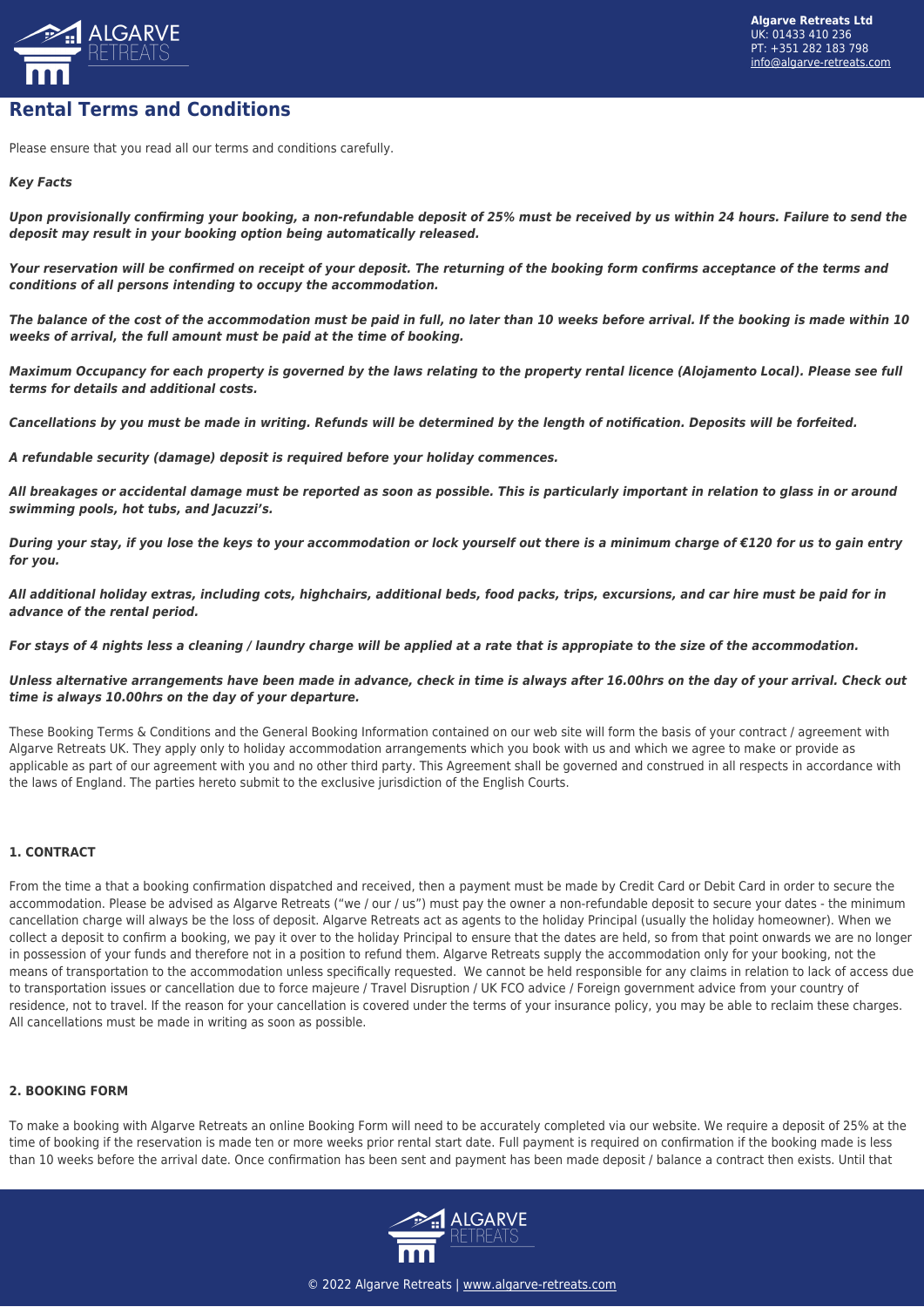# Rental Terms and Conditions

Please ensure that you read all our terms and conditions carefully.

***Key Facts***

***Upon provisionally confirming your booking, a non-refundable deposit of 25% must be received by us within 24 hours. Failure to send the deposit may result in your booking option being automatically released.***

***Your reservation will be confirmed on receipt of your deposit. The returning of the booking form confirms acceptance of the terms and conditions of all persons intending to occupy the accommodation.***

***The balance of the cost of the accommodation must be paid in full, no later than 10 weeks before arrival. If the booking is made within 10 weeks of arrival, the full amount must be paid at the time of booking.***

***Maximum Occupancy for each property is governed by the laws relating to the property rental licence (Alojamento Local). Please see full terms for details and additional costs.***

***Cancellations by you must be made in writing. Refunds will be determined by the length of notification. Deposits will be forfeited.***

***A refundable security (damage) deposit is required before your holiday commences.***

***All breakages or accidental damage must be reported as soon as possible. This is particularly important in relation to glass in or around swimming pools, hot tubs, and Jacuzzi's.***

***During your stay, if you lose the keys to your accommodation or lock yourself out there is a minimum charge of €120 for us to gain entry for you.***

***All additional holiday extras, including cots, highchairs, additional beds, food packs, trips, excursions, and car hire must be paid for in advance of the rental period.***

***For stays of 4 nights less a cleaning / laundry charge will be applied at a rate that is appropiate to the size of the accommodation.***

***Unless alternative arrangements have been made in advance, check in time is always after 16.00hrs on the day of your arrival. Check out time is always 10.00hrs on the day of your departure.***

These Booking Terms & Conditions and the General Booking Information contained on our web site will form the basis of your contract / agreement with Algarve Retreats UK. They apply only to holiday accommodation arrangements which you book with us and which we agree to make or provide as applicable as part of our agreement with you and no other third party. This Agreement shall be governed and construed in all respects in accordance with the laws of England. The parties hereto submit to the exclusive jurisdiction of the English Courts.

**1. CONTRACT**

From the time a that a booking confirmation dispatched and received, then a payment must be made by Credit Card or Debit Card in order to secure the accommodation. Please be advised as Algarve Retreats ("we / our / us") must pay the owner a non-refundable deposit to secure your dates - the minimum cancellation charge will always be the loss of deposit. Algarve Retreats act as agents to the holiday Principal (usually the holiday homeowner). When we collect a deposit to confirm a booking, we pay it over to the holiday Principal to ensure that the dates are held, so from that point onwards we are no longer in possession of your funds and therefore not in a position to refund them. Algarve Retreats supply the accommodation only for your booking, not the means of transportation to the accommodation unless specifically requested. We cannot be held responsible for any claims in relation to lack of access due to transportation issues or cancellation due to force majeure / Travel Disruption / UK FCO advice / Foreign government advice from your country of residence, not to travel. If the reason for your cancellation is covered under the terms of your insurance policy, you may be able to reclaim these charges. All cancellations must be made in writing as soon as possible.

**2. BOOKING FORM**

To make a booking with Algarve Retreats an online Booking Form will need to be accurately completed via our website. We require a deposit of 25% at the time of booking if the reservation is made ten or more weeks prior rental start date. Full payment is required on confirmation if the booking made is less than 10 weeks before the arrival date. Once confirmation has been sent and payment has been made deposit / balance a contract then exists. Until that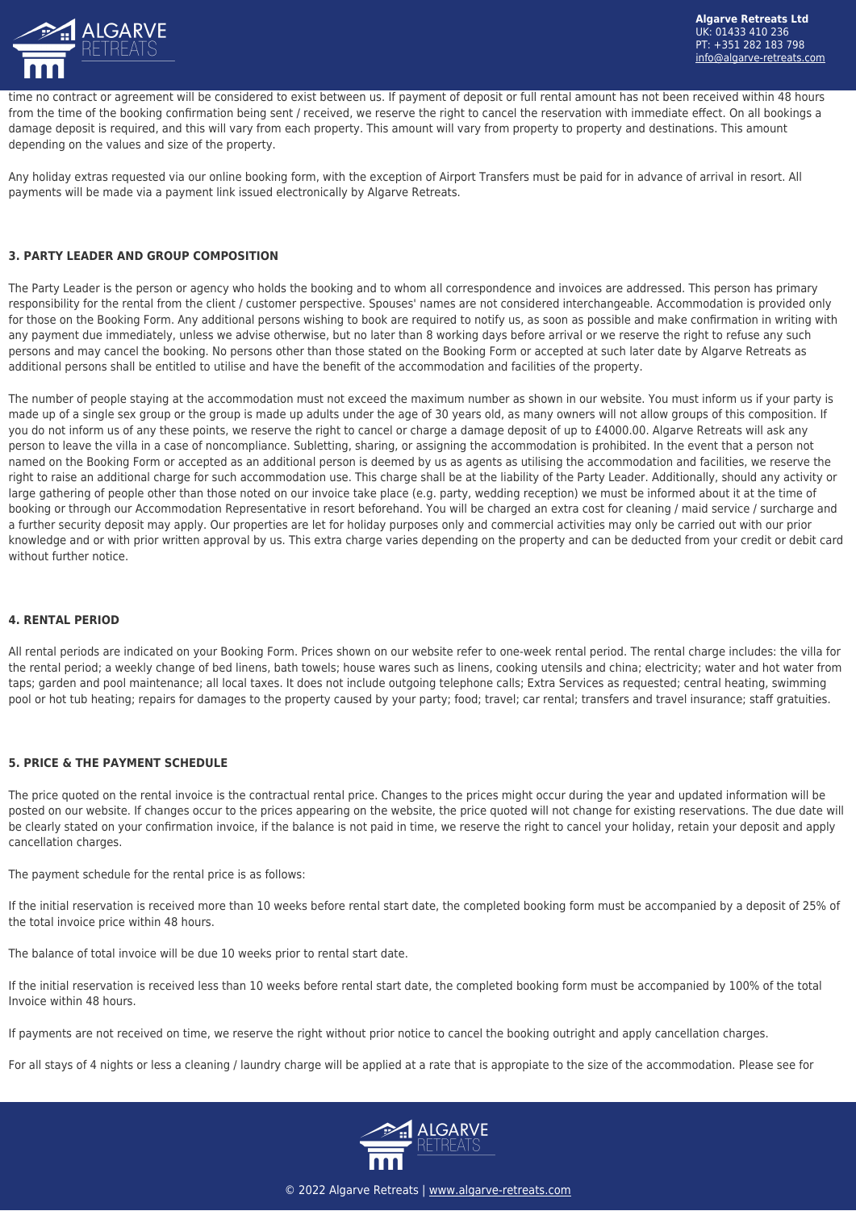time no contract or agreement will be considered to exist between us. If payment of deposit or full rental amount has not been received within 48 hours from the time of the booking confirmation being sent / received, we reserve the right to cancel the reservation with immediate effect. On all bookings a damage deposit is required, and this will vary from each property. This amount will vary from property to property and destinations. This amount depending on the values and size of the property.

Any holiday extras requested via our online booking form, with the exception of Airport Transfers must be paid for in advance of arrival in resort. All payments will be made via a payment link issued electronically by Algarve Retreats.

### 3. PARTY LEADER AND GROUP COMPOSITION

The Party Leader is the person or agency who holds the booking and to whom all correspondence and invoices are addressed. This person has primary responsibility for the rental from the client / customer perspective. Spouses' names are not considered interchangeable. Accommodation is provided only for those on the Booking Form. Any additional persons wishing to book are required to notify us, as soon as possible and make confirmation in writing with any payment due immediately, unless we advise otherwise, but no later than 8 working days before arrival or we reserve the right to refuse any such persons and may cancel the booking. No persons other than those stated on the Booking Form or accepted at such later date by Algarve Retreats as additional persons shall be entitled to utilise and have the benefit of the accommodation and facilities of the property.

The number of people staying at the accommodation must not exceed the maximum number as shown in our website. You must inform us if your party is made up of a single sex group or the group is made up adults under the age of 30 years old, as many owners will not allow groups of this composition. If you do not inform us of any these points, we reserve the right to cancel or charge a damage deposit of up to £4000.00. Algarve Retreats will ask any person to leave the villa in a case of noncompliance. Subletting, sharing, or assigning the accommodation is prohibited. In the event that a person not named on the Booking Form or accepted as an additional person is deemed by us as agents as utilising the accommodation and facilities, we reserve the right to raise an additional charge for such accommodation use. This charge shall be at the liability of the Party Leader. Additionally, should any activity or large gathering of people other than those noted on our invoice take place (e.g. party, wedding reception) we must be informed about it at the time of booking or through our Accommodation Representative in resort beforehand. You will be charged an extra cost for cleaning / maid service / surcharge and a further security deposit may apply. Our properties are let for holiday purposes only and commercial activities may only be carried out with our prior knowledge and or with prior written approval by us. This extra charge varies depending on the property and can be deducted from your credit or debit card without further notice.

### 4. RENTAL PERIOD

All rental periods are indicated on your Booking Form. Prices shown on our website refer to one-week rental period. The rental charge includes: the villa for the rental period; a weekly change of bed linens, bath towels; house wares such as linens, cooking utensils and china; electricity; water and hot water from taps; garden and pool maintenance; all local taxes. It does not include outgoing telephone calls; Extra Services as requested; central heating, swimming pool or hot tub heating; repairs for damages to the property caused by your party; food; travel; car rental; transfers and travel insurance; staff gratuities.

### 5. PRICE & THE PAYMENT SCHEDULE

The price quoted on the rental invoice is the contractual rental price. Changes to the prices might occur during the year and updated information will be posted on our website. If changes occur to the prices appearing on the website, the price quoted will not change for existing reservations. The due date will be clearly stated on your confirmation invoice, if the balance is not paid in time, we reserve the right to cancel your holiday, retain your deposit and apply cancellation charges.

The payment schedule for the rental price is as follows:

If the initial reservation is received more than 10 weeks before rental start date, the completed booking form must be accompanied by a deposit of 25% of the total invoice price within 48 hours.

The balance of total invoice will be due 10 weeks prior to rental start date.

If the initial reservation is received less than 10 weeks before rental start date, the completed booking form must be accompanied by 100% of the total Invoice within 48 hours.

If payments are not received on time, we reserve the right without prior notice to cancel the booking outright and apply cancellation charges.

For all stays of 4 nights or less a cleaning / laundry charge will be applied at a rate that is appropiate to the size of the accommodation. Please see for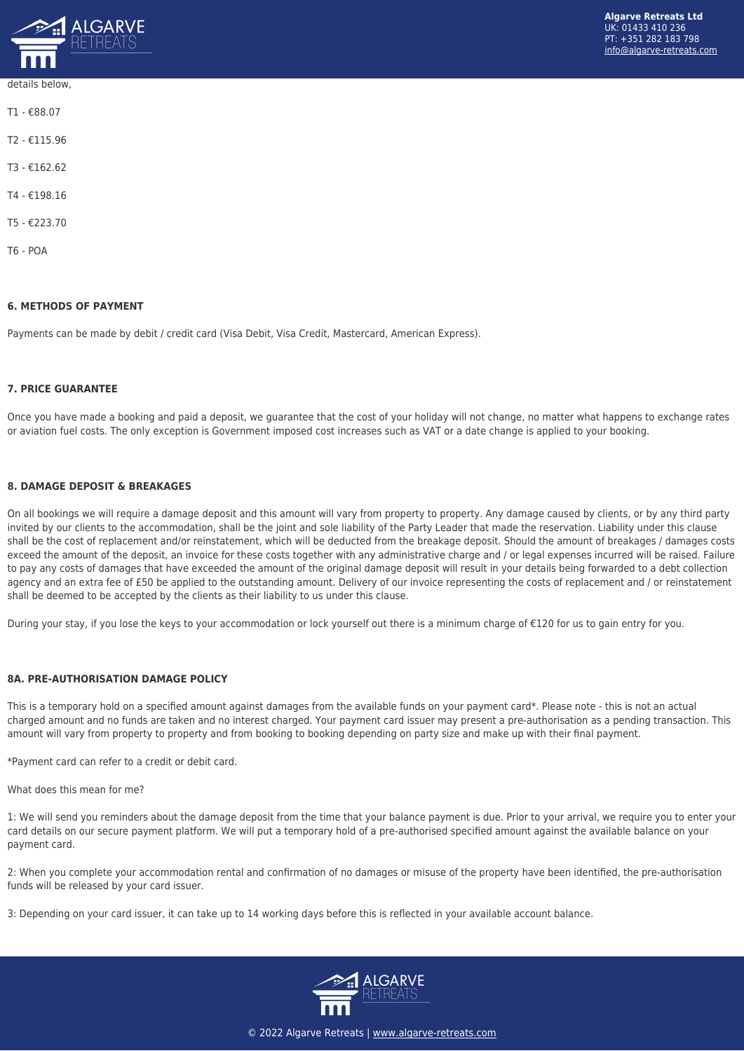details below,

T1 - €88.07

T2 - €115.96

T3 - €162.62

T4 - €198.16

T5 - €223.70

T6 - POA

**6. METHODS OF PAYMENT**

Payments can be made by debit / credit card (Visa Debit, Visa Credit, Mastercard, American Express).

**7. PRICE GUARANTEE**

Once you have made a booking and paid a deposit, we guarantee that the cost of your holiday will not change, no matter what happens to exchange rates or aviation fuel costs. The only exception is Government imposed cost increases such as VAT or a date change is applied to your booking.

**8. DAMAGE DEPOSIT & BREAKAGES**

On all bookings we will require a damage deposit and this amount will vary from property to property. Any damage caused by clients, or by any third party invited by our clients to the accommodation, shall be the joint and sole liability of the Party Leader that made the reservation. Liability under this clause shall be the cost of replacement and/or reinstatement, which will be deducted from the breakage deposit. Should the amount of breakages / damages costs exceed the amount of the deposit, an invoice for these costs together with any administrative charge and / or legal expenses incurred will be raised. Failure to pay any costs of damages that have exceeded the amount of the original damage deposit will result in your details being forwarded to a debt collection agency and an extra fee of £50 be applied to the outstanding amount. Delivery of our invoice representing the costs of replacement and / or reinstatement shall be deemed to be accepted by the clients as their liability to us under this clause.

During your stay, if you lose the keys to your accommodation or lock yourself out there is a minimum charge of €120 for us to gain entry for you.

**8A. PRE-AUTHORISATION DAMAGE POLICY**

This is a temporary hold on a specified amount against damages from the available funds on your payment card*. Please note - this is not an actual charged amount and no funds are taken and no interest charged. Your payment card issuer may present a pre-authorisation as a pending transaction. This amount will vary from property to property and from booking to booking depending on party size and make up with their final payment.

*Payment card can refer to a credit or debit card.

What does this mean for me?

1: We will send you reminders about the damage deposit from the time that your balance payment is due. Prior to your arrival, we require you to enter your card details on our secure payment platform. We will put a temporary hold of a pre-authorised specified amount against the available balance on your payment card.

2: When you complete your accommodation rental and confirmation of no damages or misuse of the property have been identified, the pre-authorisation funds will be released by your card issuer.

3: Depending on your card issuer, it can take up to 14 working days before this is reflected in your available account balance.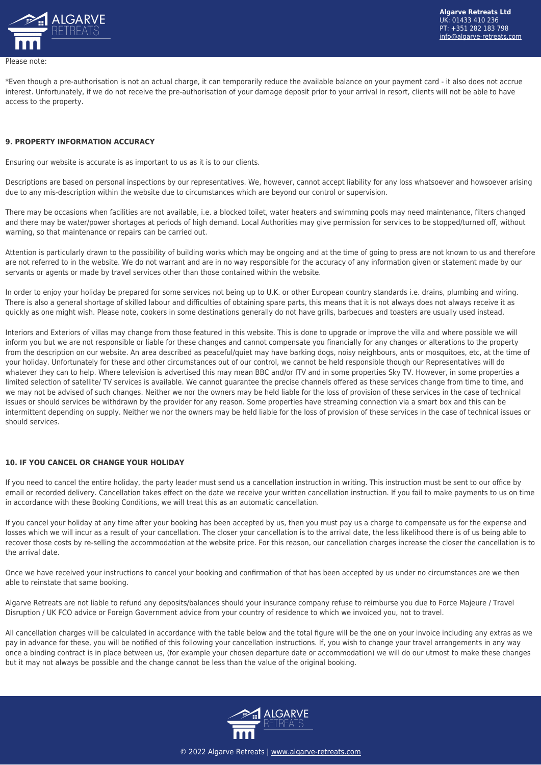Please note:

*Even though a pre-authorisation is not an actual charge, it can temporarily reduce the available balance on your payment card - it also does not accrue interest. Unfortunately, if we do not receive the pre-authorisation of your damage deposit prior to your arrival in resort, clients will not be able to have access to the property.

**9. PROPERTY INFORMATION ACCURACY**

Ensuring our website is accurate is as important to us as it is to our clients.

Descriptions are based on personal inspections by our representatives. We, however, cannot accept liability for any loss whatsoever and howsoever arising due to any mis-description within the website due to circumstances which are beyond our control or supervision.

There may be occasions when facilities are not available, i.e. a blocked toilet, water heaters and swimming pools may need maintenance, filters changed and there may be water/power shortages at periods of high demand. Local Authorities may give permission for services to be stopped/turned off, without warning, so that maintenance or repairs can be carried out.

Attention is particularly drawn to the possibility of building works which may be ongoing and at the time of going to press are not known to us and therefore are not referred to in the website. We do not warrant and are in no way responsible for the accuracy of any information given or statement made by our servants or agents or made by travel services other than those contained within the website.

In order to enjoy your holiday be prepared for some services not being up to U.K. or other European country standards i.e. drains, plumbing and wiring. There is also a general shortage of skilled labour and difficulties of obtaining spare parts, this means that it is not always does not always receive it as quickly as one might wish. Please note, cookers in some destinations generally do not have grills, barbecues and toasters are usually used instead.

Interiors and Exteriors of villas may change from those featured in this website. This is done to upgrade or improve the villa and where possible we will inform you but we are not responsible or liable for these changes and cannot compensate you financially for any changes or alterations to the property from the description on our website. An area described as peaceful/quiet may have barking dogs, noisy neighbours, ants or mosquitoes, etc, at the time of your holiday. Unfortunately for these and other circumstances out of our control, we cannot be held responsible though our Representatives will do whatever they can to help. Where television is advertised this may mean BBC and/or ITV and in some properties Sky TV. However, in some properties a limited selection of satellite/ TV services is available. We cannot guarantee the precise channels offered as these services change from time to time, and we may not be advised of such changes. Neither we nor the owners may be held liable for the loss of provision of these services in the case of technical issues or should services be withdrawn by the provider for any reason. Some properties have streaming connection via a smart box and this can be intermittent depending on supply. Neither we nor the owners may be held liable for the loss of provision of these services in the case of technical issues or should services.

**10. IF YOU CANCEL OR CHANGE YOUR HOLIDAY**

If you need to cancel the entire holiday, the party leader must send us a cancellation instruction in writing. This instruction must be sent to our office by email or recorded delivery. Cancellation takes effect on the date we receive your written cancellation instruction. If you fail to make payments to us on time in accordance with these Booking Conditions, we will treat this as an automatic cancellation.

If you cancel your holiday at any time after your booking has been accepted by us, then you must pay us a charge to compensate us for the expense and losses which we will incur as a result of your cancellation. The closer your cancellation is to the arrival date, the less likelihood there is of us being able to recover those costs by re-selling the accommodation at the website price. For this reason, our cancellation charges increase the closer the cancellation is to the arrival date.

Once we have received your instructions to cancel your booking and confirmation of that has been accepted by us under no circumstances are we then able to reinstate that same booking.

Algarve Retreats are not liable to refund any deposits/balances should your insurance company refuse to reimburse you due to Force Majeure / Travel Disruption / UK FCO advice or Foreign Government advice from your country of residence to which we invoiced you, not to travel.

All cancellation charges will be calculated in accordance with the table below and the total figure will be the one on your invoice including any extras as we pay in advance for these, you will be notified of this following your cancellation instructions. If, you wish to change your travel arrangements in any way once a binding contract is in place between us, (for example your chosen departure date or accommodation) we will do our utmost to make these changes but it may not always be possible and the change cannot be less than the value of the original booking.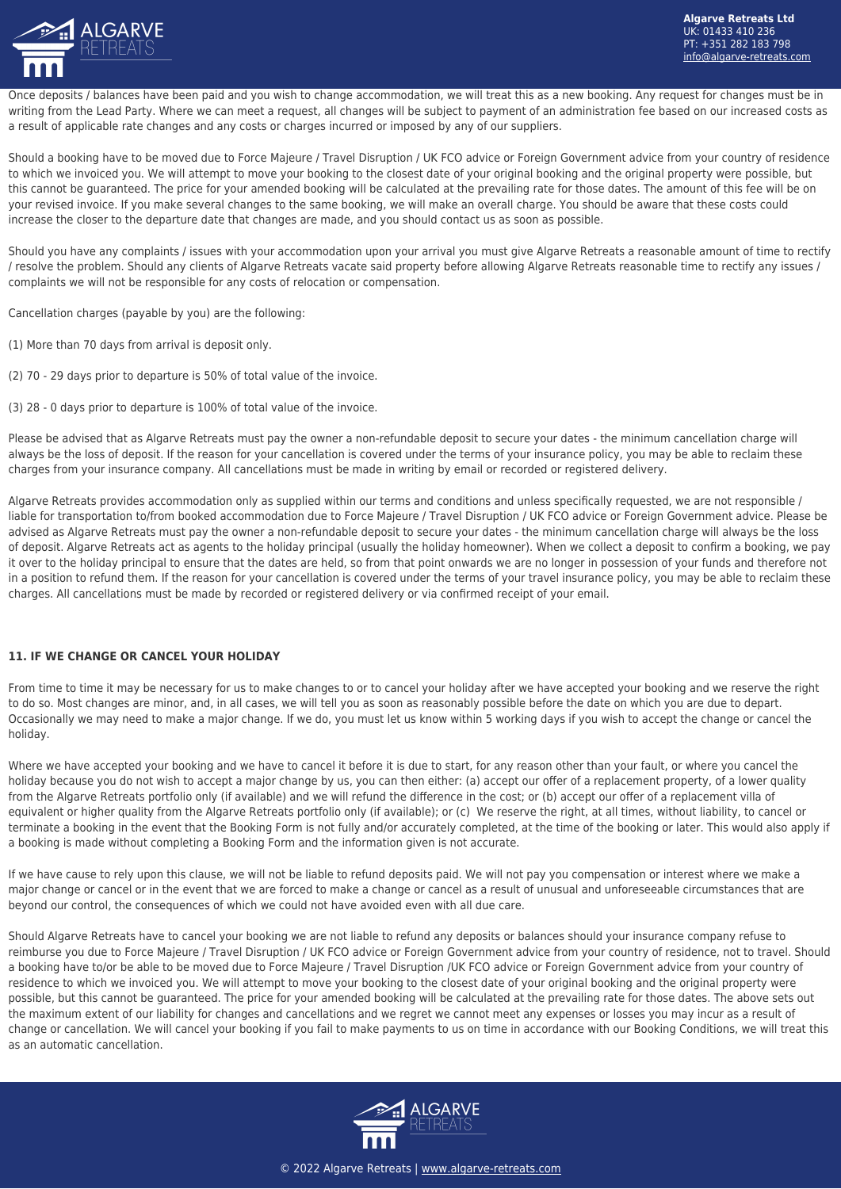Once deposits / balances have been paid and you wish to change accommodation, we will treat this as a new booking. Any request for changes must be in writing from the Lead Party. Where we can meet a request, all changes will be subject to payment of an administration fee based on our increased costs as a result of applicable rate changes and any costs or charges incurred or imposed by any of our suppliers.

Should a booking have to be moved due to Force Majeure / Travel Disruption / UK FCO advice or Foreign Government advice from your country of residence to which we invoiced you. We will attempt to move your booking to the closest date of your original booking and the original property were possible, but this cannot be guaranteed. The price for your amended booking will be calculated at the prevailing rate for those dates. The amount of this fee will be on your revised invoice. If you make several changes to the same booking, we will make an overall charge. You should be aware that these costs could increase the closer to the departure date that changes are made, and you should contact us as soon as possible.

Should you have any complaints / issues with your accommodation upon your arrival you must give Algarve Retreats a reasonable amount of time to rectify / resolve the problem. Should any clients of Algarve Retreats vacate said property before allowing Algarve Retreats reasonable time to rectify any issues / complaints we will not be responsible for any costs of relocation or compensation.

Cancellation charges (payable by you) are the following:

(1) More than 70 days from arrival is deposit only.

(2) 70 - 29 days prior to departure is 50% of total value of the invoice.

(3) 28 - 0 days prior to departure is 100% of total value of the invoice.

Please be advised that as Algarve Retreats must pay the owner a non-refundable deposit to secure your dates - the minimum cancellation charge will always be the loss of deposit. If the reason for your cancellation is covered under the terms of your insurance policy, you may be able to reclaim these charges from your insurance company. All cancellations must be made in writing by email or recorded or registered delivery.

Algarve Retreats provides accommodation only as supplied within our terms and conditions and unless specifically requested, we are not responsible / liable for transportation to/from booked accommodation due to Force Majeure / Travel Disruption / UK FCO advice or Foreign Government advice. Please be advised as Algarve Retreats must pay the owner a non-refundable deposit to secure your dates - the minimum cancellation charge will always be the loss of deposit. Algarve Retreats act as agents to the holiday principal (usually the holiday homeowner). When we collect a deposit to confirm a booking, we pay it over to the holiday principal to ensure that the dates are held, so from that point onwards we are no longer in possession of your funds and therefore not in a position to refund them. If the reason for your cancellation is covered under the terms of your travel insurance policy, you may be able to reclaim these charges. All cancellations must be made by recorded or registered delivery or via confirmed receipt of your email.

**11. IF WE CHANGE OR CANCEL YOUR HOLIDAY**

From time to time it may be necessary for us to make changes to or to cancel your holiday after we have accepted your booking and we reserve the right to do so. Most changes are minor, and, in all cases, we will tell you as soon as reasonably possible before the date on which you are due to depart. Occasionally we may need to make a major change. If we do, you must let us know within 5 working days if you wish to accept the change or cancel the holiday.

Where we have accepted your booking and we have to cancel it before it is due to start, for any reason other than your fault, or where you cancel the holiday because you do not wish to accept a major change by us, you can then either: (a) accept our offer of a replacement property, of a lower quality from the Algarve Retreats portfolio only (if available) and we will refund the difference in the cost; or (b) accept our offer of a replacement villa of equivalent or higher quality from the Algarve Retreats portfolio only (if available); or (c) We reserve the right, at all times, without liability, to cancel or terminate a booking in the event that the Booking Form is not fully and/or accurately completed, at the time of the booking or later. This would also apply if a booking is made without completing a Booking Form and the information given is not accurate.

If we have cause to rely upon this clause, we will not be liable to refund deposits paid. We will not pay you compensation or interest where we make a major change or cancel or in the event that we are forced to make a change or cancel as a result of unusual and unforeseeable circumstances that are beyond our control, the consequences of which we could not have avoided even with all due care.

Should Algarve Retreats have to cancel your booking we are not liable to refund any deposits or balances should your insurance company refuse to reimburse you due to Force Majeure / Travel Disruption / UK FCO advice or Foreign Government advice from your country of residence, not to travel. Should a booking have to/or be able to be moved due to Force Majeure / Travel Disruption /UK FCO advice or Foreign Government advice from your country of residence to which we invoiced you. We will attempt to move your booking to the closest date of your original booking and the original property were possible, but this cannot be guaranteed. The price for your amended booking will be calculated at the prevailing rate for those dates. The above sets out the maximum extent of our liability for changes and cancellations and we regret we cannot meet any expenses or losses you may incur as a result of change or cancellation. We will cancel your booking if you fail to make payments to us on time in accordance with our Booking Conditions, we will treat this as an automatic cancellation.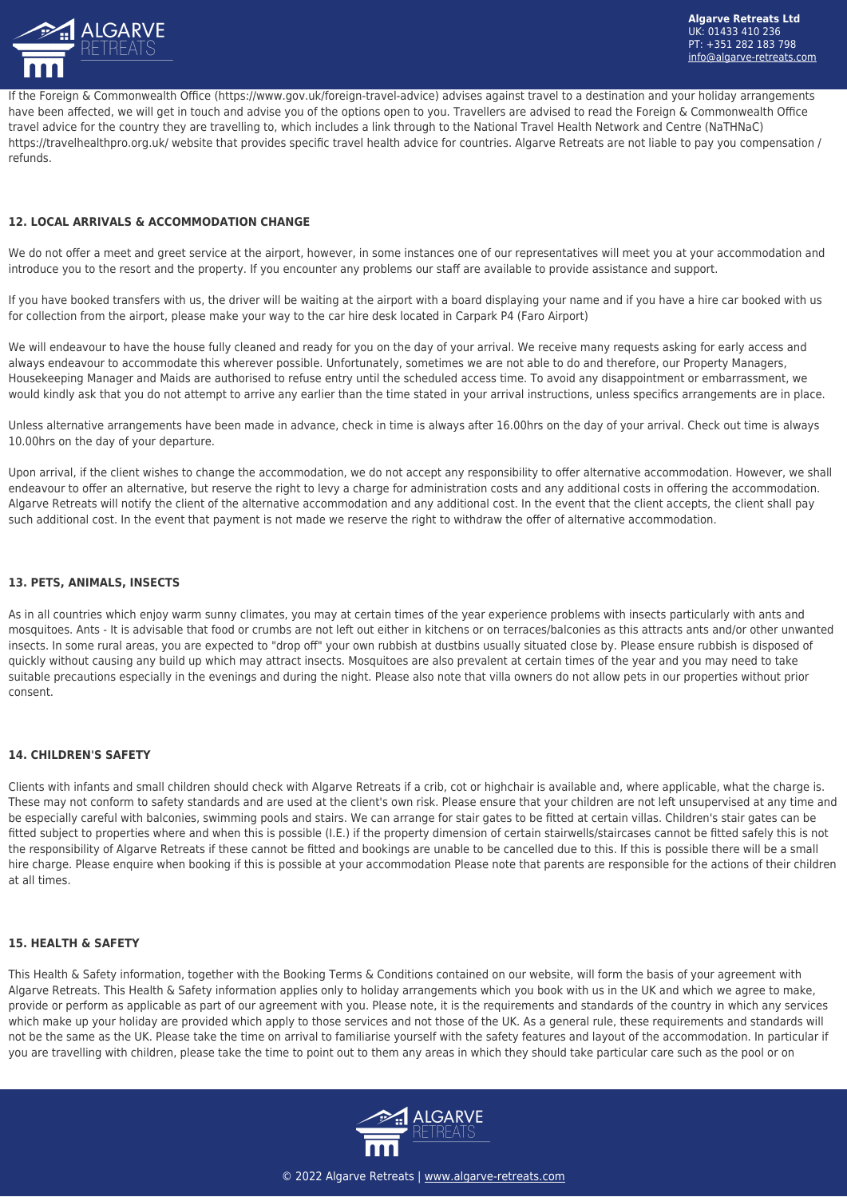If the Foreign & Commonwealth Office (https://www.gov.uk/foreign-travel-advice) advises against travel to a destination and your holiday arrangements have been affected, we will get in touch and advise you of the options open to you. Travellers are advised to read the Foreign & Commonwealth Office travel advice for the country they are travelling to, which includes a link through to the National Travel Health Network and Centre (NaTHNaC) https://travelhealthpro.org.uk/ website that provides specific travel health advice for countries. Algarve Retreats are not liable to pay you compensation / refunds.

**12. LOCAL ARRIVALS & ACCOMMODATION CHANGE**

We do not offer a meet and greet service at the airport, however, in some instances one of our representatives will meet you at your accommodation and introduce you to the resort and the property. If you encounter any problems our staff are available to provide assistance and support.

If you have booked transfers with us, the driver will be waiting at the airport with a board displaying your name and if you have a hire car booked with us for collection from the airport, please make your way to the car hire desk located in Carpark P4 (Faro Airport)

We will endeavour to have the house fully cleaned and ready for you on the day of your arrival. We receive many requests asking for early access and always endeavour to accommodate this wherever possible. Unfortunately, sometimes we are not able to do and therefore, our Property Managers, Housekeeping Manager and Maids are authorised to refuse entry until the scheduled access time. To avoid any disappointment or embarrassment, we would kindly ask that you do not attempt to arrive any earlier than the time stated in your arrival instructions, unless specifics arrangements are in place.

Unless alternative arrangements have been made in advance, check in time is always after 16.00hrs on the day of your arrival. Check out time is always 10.00hrs on the day of your departure.

Upon arrival, if the client wishes to change the accommodation, we do not accept any responsibility to offer alternative accommodation. However, we shall endeavour to offer an alternative, but reserve the right to levy a charge for administration costs and any additional costs in offering the accommodation. Algarve Retreats will notify the client of the alternative accommodation and any additional cost. In the event that the client accepts, the client shall pay such additional cost. In the event that payment is not made we reserve the right to withdraw the offer of alternative accommodation.

**13. PETS, ANIMALS, INSECTS**

As in all countries which enjoy warm sunny climates, you may at certain times of the year experience problems with insects particularly with ants and mosquitoes. Ants - It is advisable that food or crumbs are not left out either in kitchens or on terraces/balconies as this attracts ants and/or other unwanted insects. In some rural areas, you are expected to "drop off" your own rubbish at dustbins usually situated close by. Please ensure rubbish is disposed of quickly without causing any build up which may attract insects. Mosquitoes are also prevalent at certain times of the year and you may need to take suitable precautions especially in the evenings and during the night. Please also note that villa owners do not allow pets in our properties without prior consent.

**14. CHILDREN'S SAFETY**

Clients with infants and small children should check with Algarve Retreats if a crib, cot or highchair is available and, where applicable, what the charge is. These may not conform to safety standards and are used at the client's own risk. Please ensure that your children are not left unsupervised at any time and be especially careful with balconies, swimming pools and stairs. We can arrange for stair gates to be fitted at certain villas. Children's stair gates can be fitted subject to properties where and when this is possible (I.E.) if the property dimension of certain stairwells/staircases cannot be fitted safely this is not the responsibility of Algarve Retreats if these cannot be fitted and bookings are unable to be cancelled due to this. If this is possible there will be a small hire charge. Please enquire when booking if this is possible at your accommodation Please note that parents are responsible for the actions of their children at all times.

**15. HEALTH & SAFETY**

This Health & Safety information, together with the Booking Terms & Conditions contained on our website, will form the basis of your agreement with Algarve Retreats. This Health & Safety information applies only to holiday arrangements which you book with us in the UK and which we agree to make, provide or perform as applicable as part of our agreement with you. Please note, it is the requirements and standards of the country in which any services which make up your holiday are provided which apply to those services and not those of the UK. As a general rule, these requirements and standards will not be the same as the UK. Please take the time on arrival to familiarise yourself with the safety features and layout of the accommodation. In particular if you are travelling with children, please take the time to point out to them any areas in which they should take particular care such as the pool or on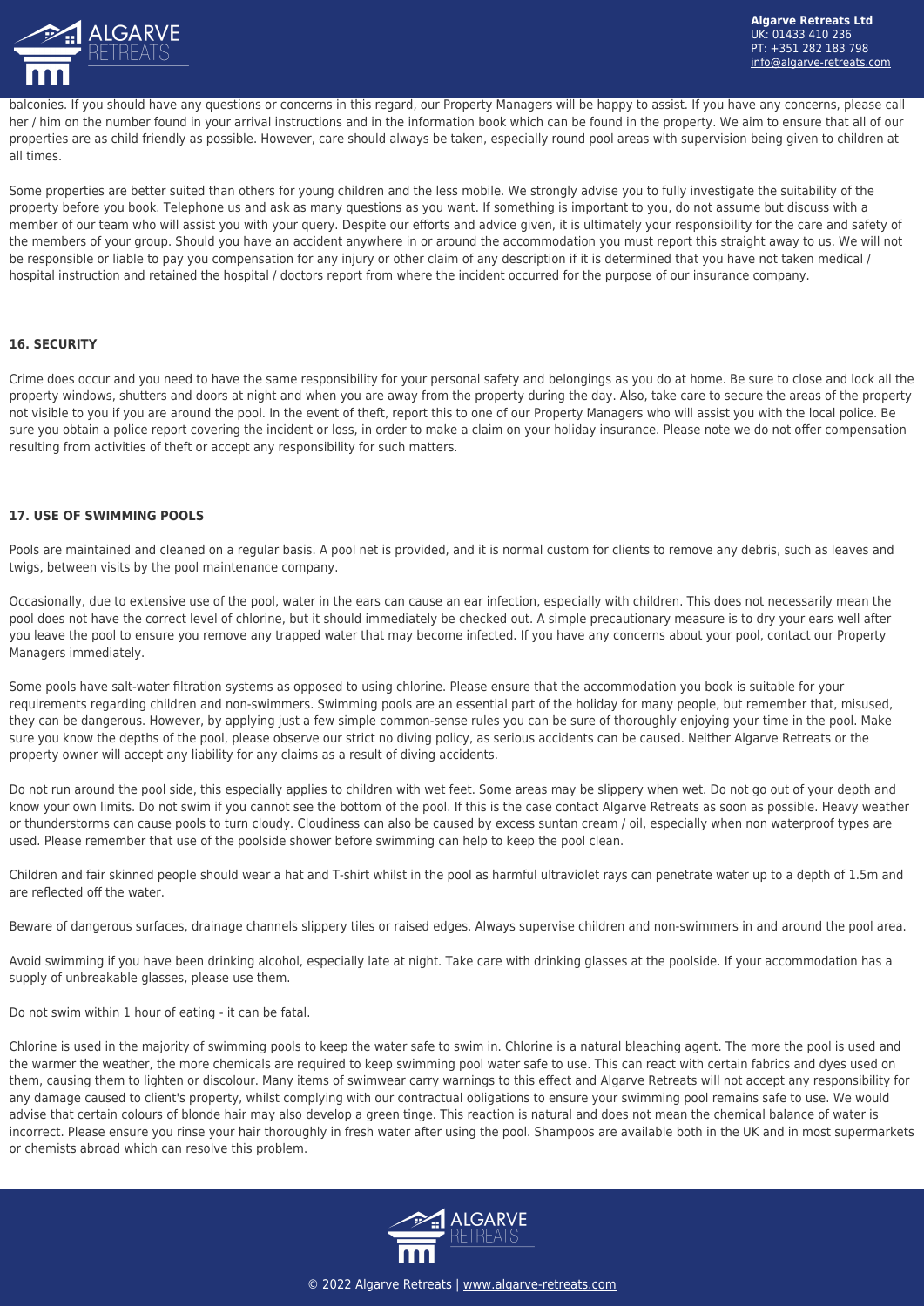balconies. If you should have any questions or concerns in this regard, our Property Managers will be happy to assist. If you have any concerns, please call her / him on the number found in your arrival instructions and in the information book which can be found in the property. We aim to ensure that all of our properties are as child friendly as possible. However, care should always be taken, especially round pool areas with supervision being given to children at all times.

Some properties are better suited than others for young children and the less mobile. We strongly advise you to fully investigate the suitability of the property before you book. Telephone us and ask as many questions as you want. If something is important to you, do not assume but discuss with a member of our team who will assist you with your query. Despite our efforts and advice given, it is ultimately your responsibility for the care and safety of the members of your group. Should you have an accident anywhere in or around the accommodation you must report this straight away to us. We will not be responsible or liable to pay you compensation for any injury or other claim of any description if it is determined that you have not taken medical / hospital instruction and retained the hospital / doctors report from where the incident occurred for the purpose of our insurance company.

### 16. SECURITY

Crime does occur and you need to have the same responsibility for your personal safety and belongings as you do at home. Be sure to close and lock all the property windows, shutters and doors at night and when you are away from the property during the day. Also, take care to secure the areas of the property not visible to you if you are around the pool. In the event of theft, report this to one of our Property Managers who will assist you with the local police. Be sure you obtain a police report covering the incident or loss, in order to make a claim on your holiday insurance. Please note we do not offer compensation resulting from activities of theft or accept any responsibility for such matters.

### 17. USE OF SWIMMING POOLS

Pools are maintained and cleaned on a regular basis. A pool net is provided, and it is normal custom for clients to remove any debris, such as leaves and twigs, between visits by the pool maintenance company.

Occasionally, due to extensive use of the pool, water in the ears can cause an ear infection, especially with children. This does not necessarily mean the pool does not have the correct level of chlorine, but it should immediately be checked out. A simple precautionary measure is to dry your ears well after you leave the pool to ensure you remove any trapped water that may become infected. If you have any concerns about your pool, contact our Property Managers immediately.

Some pools have salt-water filtration systems as opposed to using chlorine. Please ensure that the accommodation you book is suitable for your requirements regarding children and non-swimmers. Swimming pools are an essential part of the holiday for many people, but remember that, misused, they can be dangerous. However, by applying just a few simple common-sense rules you can be sure of thoroughly enjoying your time in the pool. Make sure you know the depths of the pool, please observe our strict no diving policy, as serious accidents can be caused. Neither Algarve Retreats or the property owner will accept any liability for any claims as a result of diving accidents.

Do not run around the pool side, this especially applies to children with wet feet. Some areas may be slippery when wet. Do not go out of your depth and know your own limits. Do not swim if you cannot see the bottom of the pool. If this is the case contact Algarve Retreats as soon as possible. Heavy weather or thunderstorms can cause pools to turn cloudy. Cloudiness can also be caused by excess suntan cream / oil, especially when non waterproof types are used. Please remember that use of the poolside shower before swimming can help to keep the pool clean.

Children and fair skinned people should wear a hat and T-shirt whilst in the pool as harmful ultraviolet rays can penetrate water up to a depth of 1.5m and are reflected off the water.

Beware of dangerous surfaces, drainage channels slippery tiles or raised edges. Always supervise children and non-swimmers in and around the pool area.

Avoid swimming if you have been drinking alcohol, especially late at night. Take care with drinking glasses at the poolside. If your accommodation has a supply of unbreakable glasses, please use them.

Do not swim within 1 hour of eating - it can be fatal.

Chlorine is used in the majority of swimming pools to keep the water safe to swim in. Chlorine is a natural bleaching agent. The more the pool is used and the warmer the weather, the more chemicals are required to keep swimming pool water safe to use. This can react with certain fabrics and dyes used on them, causing them to lighten or discolour. Many items of swimwear carry warnings to this effect and Algarve Retreats will not accept any responsibility for any damage caused to client's property, whilst complying with our contractual obligations to ensure your swimming pool remains safe to use. We would advise that certain colours of blonde hair may also develop a green tinge. This reaction is natural and does not mean the chemical balance of water is incorrect. Please ensure you rinse your hair thoroughly in fresh water after using the pool. Shampoos are available both in the UK and in most supermarkets or chemists abroad which can resolve this problem.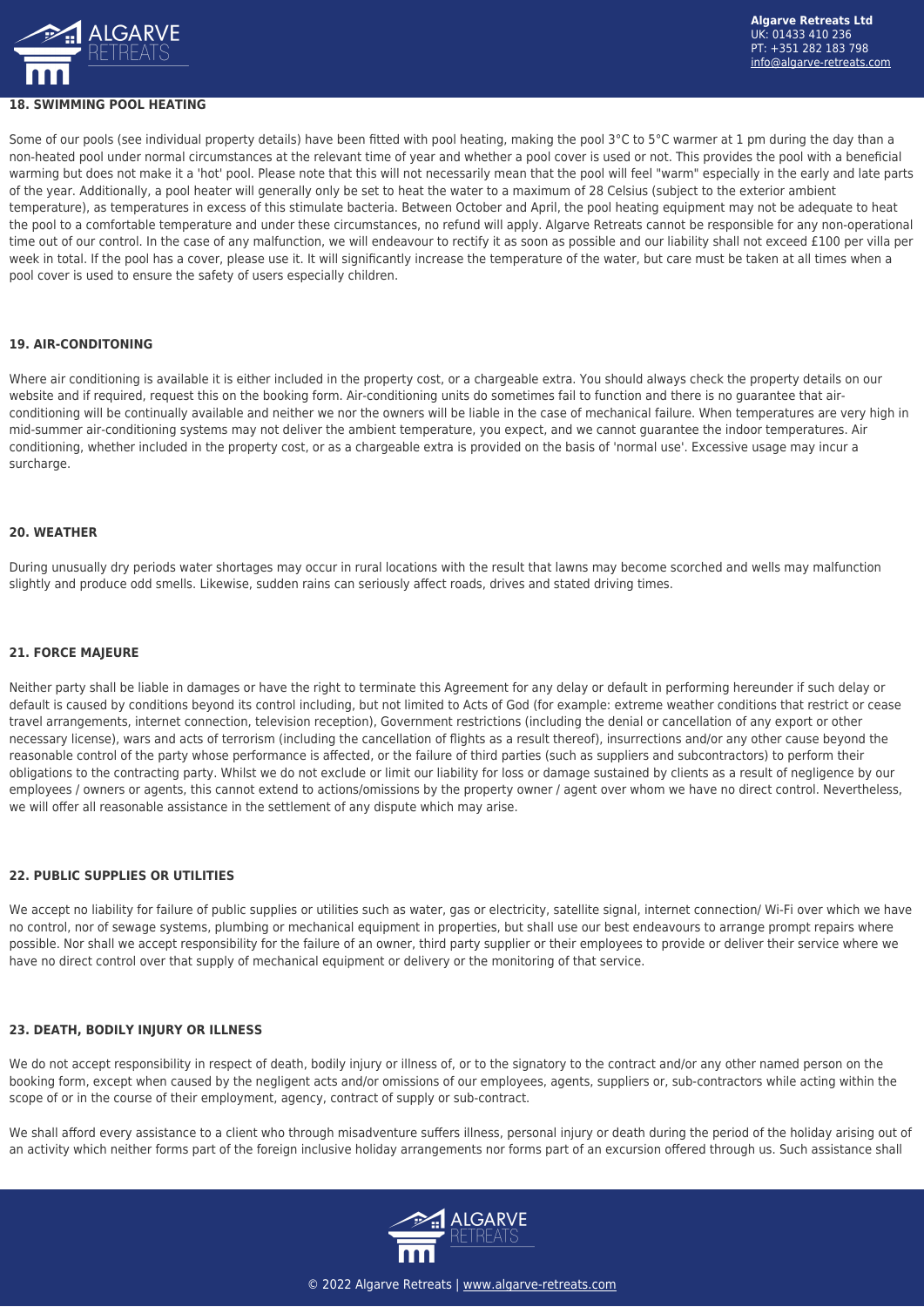**18. SWIMMING POOL HEATING**

Some of our pools (see individual property details) have been fitted with pool heating, making the pool 3°C to 5°C warmer at 1 pm during the day than a non-heated pool under normal circumstances at the relevant time of year and whether a pool cover is used or not. This provides the pool with a beneficial warming but does not make it a 'hot' pool. Please note that this will not necessarily mean that the pool will feel "warm" especially in the early and late parts of the year. Additionally, a pool heater will generally only be set to heat the water to a maximum of 28 Celsius (subject to the exterior ambient temperature), as temperatures in excess of this stimulate bacteria. Between October and April, the pool heating equipment may not be adequate to heat the pool to a comfortable temperature and under these circumstances, no refund will apply. Algarve Retreats cannot be responsible for any non-operational time out of our control. In the case of any malfunction, we will endeavour to rectify it as soon as possible and our liability shall not exceed £100 per villa per week in total. If the pool has a cover, please use it. It will significantly increase the temperature of the water, but care must be taken at all times when a pool cover is used to ensure the safety of users especially children.

**19. AIR-CONDITONING**

Where air conditioning is available it is either included in the property cost, or a chargeable extra. You should always check the property details on our website and if required, request this on the booking form. Air-conditioning units do sometimes fail to function and there is no guarantee that air-conditioning will be continually available and neither we nor the owners will be liable in the case of mechanical failure. When temperatures are very high in mid-summer air-conditioning systems may not deliver the ambient temperature, you expect, and we cannot guarantee the indoor temperatures. Air conditioning, whether included in the property cost, or as a chargeable extra is provided on the basis of 'normal use'. Excessive usage may incur a surcharge.

**20. WEATHER**

During unusually dry periods water shortages may occur in rural locations with the result that lawns may become scorched and wells may malfunction slightly and produce odd smells. Likewise, sudden rains can seriously affect roads, drives and stated driving times.

**21. FORCE MAJEURE**

Neither party shall be liable in damages or have the right to terminate this Agreement for any delay or default in performing hereunder if such delay or default is caused by conditions beyond its control including, but not limited to Acts of God (for example: extreme weather conditions that restrict or cease travel arrangements, internet connection, television reception), Government restrictions (including the denial or cancellation of any export or other necessary license), wars and acts of terrorism (including the cancellation of flights as a result thereof), insurrections and/or any other cause beyond the reasonable control of the party whose performance is affected, or the failure of third parties (such as suppliers and subcontractors) to perform their obligations to the contracting party. Whilst we do not exclude or limit our liability for loss or damage sustained by clients as a result of negligence by our employees / owners or agents, this cannot extend to actions/omissions by the property owner / agent over whom we have no direct control. Nevertheless, we will offer all reasonable assistance in the settlement of any dispute which may arise.

**22. PUBLIC SUPPLIES OR UTILITIES**

We accept no liability for failure of public supplies or utilities such as water, gas or electricity, satellite signal, internet connection/ Wi-Fi over which we have no control, nor of sewage systems, plumbing or mechanical equipment in properties, but shall use our best endeavours to arrange prompt repairs where possible. Nor shall we accept responsibility for the failure of an owner, third party supplier or their employees to provide or deliver their service where we have no direct control over that supply of mechanical equipment or delivery or the monitoring of that service.

**23. DEATH, BODILY INJURY OR ILLNESS**

We do not accept responsibility in respect of death, bodily injury or illness of, or to the signatory to the contract and/or any other named person on the booking form, except when caused by the negligent acts and/or omissions of our employees, agents, suppliers or, sub-contractors while acting within the scope of or in the course of their employment, agency, contract of supply or sub-contract.

We shall afford every assistance to a client who through misadventure suffers illness, personal injury or death during the period of the holiday arising out of an activity which neither forms part of the foreign inclusive holiday arrangements nor forms part of an excursion offered through us. Such assistance shall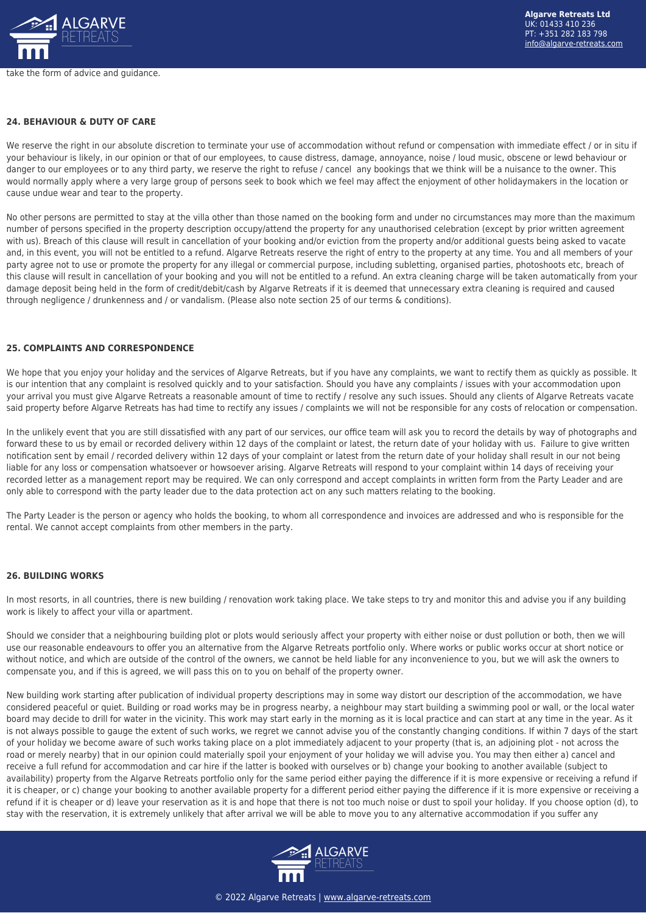take the form of advice and guidance.

### 24. BEHAVIOUR & DUTY OF CARE

We reserve the right in our absolute discretion to terminate your use of accommodation without refund or compensation with immediate effect / or in situ if your behaviour is likely, in our opinion or that of our employees, to cause distress, damage, annoyance, noise / loud music, obscene or lewd behaviour or danger to our employees or to any third party, we reserve the right to refuse / cancel any bookings that we think will be a nuisance to the owner. This would normally apply where a very large group of persons seek to book which we feel may affect the enjoyment of other holidaymakers in the location or cause undue wear and tear to the property.

No other persons are permitted to stay at the villa other than those named on the booking form and under no circumstances may more than the maximum number of persons specified in the property description occupy/attend the property for any unauthorised celebration (except by prior written agreement with us). Breach of this clause will result in cancellation of your booking and/or eviction from the property and/or additional guests being asked to vacate and, in this event, you will not be entitled to a refund. Algarve Retreats reserve the right of entry to the property at any time. You and all members of your party agree not to use or promote the property for any illegal or commercial purpose, including subletting, organised parties, photoshoots etc, breach of this clause will result in cancellation of your booking and you will not be entitled to a refund. An extra cleaning charge will be taken automatically from your damage deposit being held in the form of credit/debit/cash by Algarve Retreats if it is deemed that unnecessary extra cleaning is required and caused through negligence / drunkenness and / or vandalism. (Please also note section 25 of our terms & conditions).

### 25. COMPLAINTS AND CORRESPONDENCE

We hope that you enjoy your holiday and the services of Algarve Retreats, but if you have any complaints, we want to rectify them as quickly as possible. It is our intention that any complaint is resolved quickly and to your satisfaction. Should you have any complaints / issues with your accommodation upon your arrival you must give Algarve Retreats a reasonable amount of time to rectify / resolve any such issues. Should any clients of Algarve Retreats vacate said property before Algarve Retreats has had time to rectify any issues / complaints we will not be responsible for any costs of relocation or compensation.

In the unlikely event that you are still dissatisfied with any part of our services, our office team will ask you to record the details by way of photographs and forward these to us by email or recorded delivery within 12 days of the complaint or latest, the return date of your holiday with us. Failure to give written notification sent by email / recorded delivery within 12 days of your complaint or latest from the return date of your holiday shall result in our not being liable for any loss or compensation whatsoever or howsoever arising. Algarve Retreats will respond to your complaint within 14 days of receiving your recorded letter as a management report may be required. We can only correspond and accept complaints in written form from the Party Leader and are only able to correspond with the party leader due to the data protection act on any such matters relating to the booking.

The Party Leader is the person or agency who holds the booking, to whom all correspondence and invoices are addressed and who is responsible for the rental. We cannot accept complaints from other members in the party.

### 26. BUILDING WORKS

In most resorts, in all countries, there is new building / renovation work taking place. We take steps to try and monitor this and advise you if any building work is likely to affect your villa or apartment.

Should we consider that a neighbouring building plot or plots would seriously affect your property with either noise or dust pollution or both, then we will use our reasonable endeavours to offer you an alternative from the Algarve Retreats portfolio only. Where works or public works occur at short notice or without notice, and which are outside of the control of the owners, we cannot be held liable for any inconvenience to you, but we will ask the owners to compensate you, and if this is agreed, we will pass this on to you on behalf of the property owner.

New building work starting after publication of individual property descriptions may in some way distort our description of the accommodation, we have considered peaceful or quiet. Building or road works may be in progress nearby, a neighbour may start building a swimming pool or wall, or the local water board may decide to drill for water in the vicinity. This work may start early in the morning as it is local practice and can start at any time in the year. As it is not always possible to gauge the extent of such works, we regret we cannot advise you of the constantly changing conditions. If within 7 days of the start of your holiday we become aware of such works taking place on a plot immediately adjacent to your property (that is, an adjoining plot - not across the road or merely nearby) that in our opinion could materially spoil your enjoyment of your holiday we will advise you. You may then either a) cancel and receive a full refund for accommodation and car hire if the latter is booked with ourselves or b) change your booking to another available (subject to availability) property from the Algarve Retreats portfolio only for the same period either paying the difference if it is more expensive or receiving a refund if it is cheaper, or c) change your booking to another available property for a different period either paying the difference if it is more expensive or receiving a refund if it is cheaper or d) leave your reservation as it is and hope that there is not too much noise or dust to spoil your holiday. If you choose option (d), to stay with the reservation, it is extremely unlikely that after arrival we will be able to move you to any alternative accommodation if you suffer any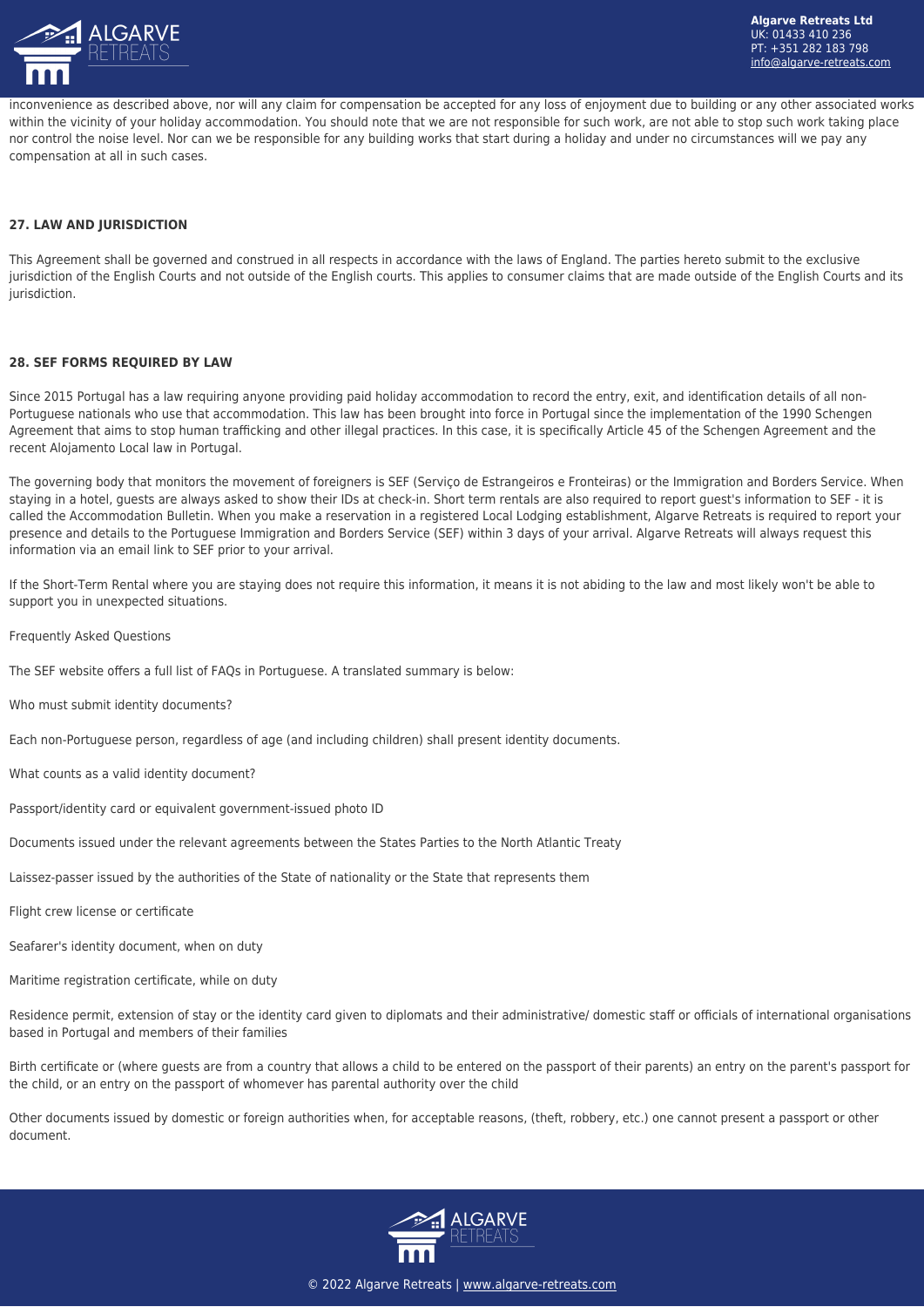inconvenience as described above, nor will any claim for compensation be accepted for any loss of enjoyment due to building or any other associated works within the vicinity of your holiday accommodation. You should note that we are not responsible for such work, are not able to stop such work taking place nor control the noise level. Nor can we be responsible for any building works that start during a holiday and under no circumstances will we pay any compensation at all in such cases.

### 27. LAW AND JURISDICTION

This Agreement shall be governed and construed in all respects in accordance with the laws of England. The parties hereto submit to the exclusive jurisdiction of the English Courts and not outside of the English courts. This applies to consumer claims that are made outside of the English Courts and its jurisdiction.

### 28. SEF FORMS REQUIRED BY LAW

Since 2015 Portugal has a law requiring anyone providing paid holiday accommodation to record the entry, exit, and identification details of all non-Portuguese nationals who use that accommodation. This law has been brought into force in Portugal since the implementation of the 1990 Schengen Agreement that aims to stop human trafficking and other illegal practices. In this case, it is specifically Article 45 of the Schengen Agreement and the recent Alojamento Local law in Portugal.

The governing body that monitors the movement of foreigners is SEF (Serviço de Estrangeiros e Fronteiras) or the Immigration and Borders Service. When staying in a hotel, guests are always asked to show their IDs at check-in. Short term rentals are also required to report guest's information to SEF - it is called the Accommodation Bulletin. When you make a reservation in a registered Local Lodging establishment, Algarve Retreats is required to report your presence and details to the Portuguese Immigration and Borders Service (SEF) within 3 days of your arrival. Algarve Retreats will always request this information via an email link to SEF prior to your arrival.

If the Short-Term Rental where you are staying does not require this information, it means it is not abiding to the law and most likely won't be able to support you in unexpected situations.

Frequently Asked Questions

The SEF website offers a full list of FAQs in Portuguese. A translated summary is below:

Who must submit identity documents?

Each non-Portuguese person, regardless of age (and including children) shall present identity documents.

What counts as a valid identity document?

Passport/identity card or equivalent government-issued photo ID

Documents issued under the relevant agreements between the States Parties to the North Atlantic Treaty

Laissez-passer issued by the authorities of the State of nationality or the State that represents them

Flight crew license or certificate

Seafarer's identity document, when on duty

Maritime registration certificate, while on duty

Residence permit, extension of stay or the identity card given to diplomats and their administrative/ domestic staff or officials of international organisations based in Portugal and members of their families

Birth certificate or (where guests are from a country that allows a child to be entered on the passport of their parents) an entry on the parent's passport for the child, or an entry on the passport of whomever has parental authority over the child

Other documents issued by domestic or foreign authorities when, for acceptable reasons, (theft, robbery, etc.) one cannot present a passport or other document.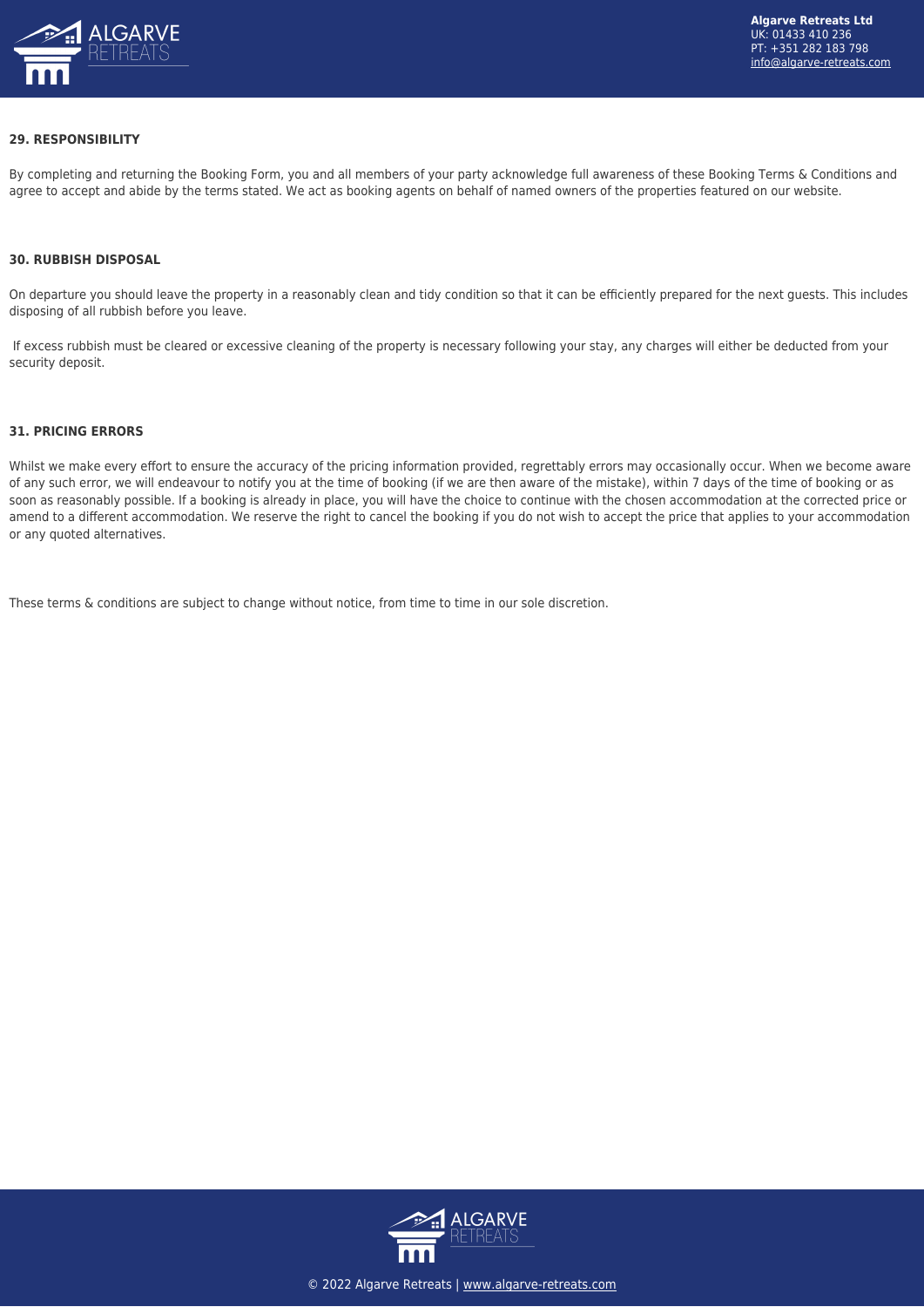**29. RESPONSIBILITY**

By completing and returning the Booking Form, you and all members of your party acknowledge full awareness of these Booking Terms & Conditions and agree to accept and abide by the terms stated. We act as booking agents on behalf of named owners of the properties featured on our website.

**30. RUBBISH DISPOSAL**

On departure you should leave the property in a reasonably clean and tidy condition so that it can be efficiently prepared for the next guests. This includes disposing of all rubbish before you leave.

If excess rubbish must be cleared or excessive cleaning of the property is necessary following your stay, any charges will either be deducted from your security deposit.

**31. PRICING ERRORS**

Whilst we make every effort to ensure the accuracy of the pricing information provided, regrettably errors may occasionally occur. When we become aware of any such error, we will endeavour to notify you at the time of booking (if we are then aware of the mistake), within 7 days of the time of booking or as soon as reasonably possible. If a booking is already in place, you will have the choice to continue with the chosen accommodation at the corrected price or amend to a different accommodation. We reserve the right to cancel the booking if you do not wish to accept the price that applies to your accommodation or any quoted alternatives.

These terms & conditions are subject to change without notice, from time to time in our sole discretion.